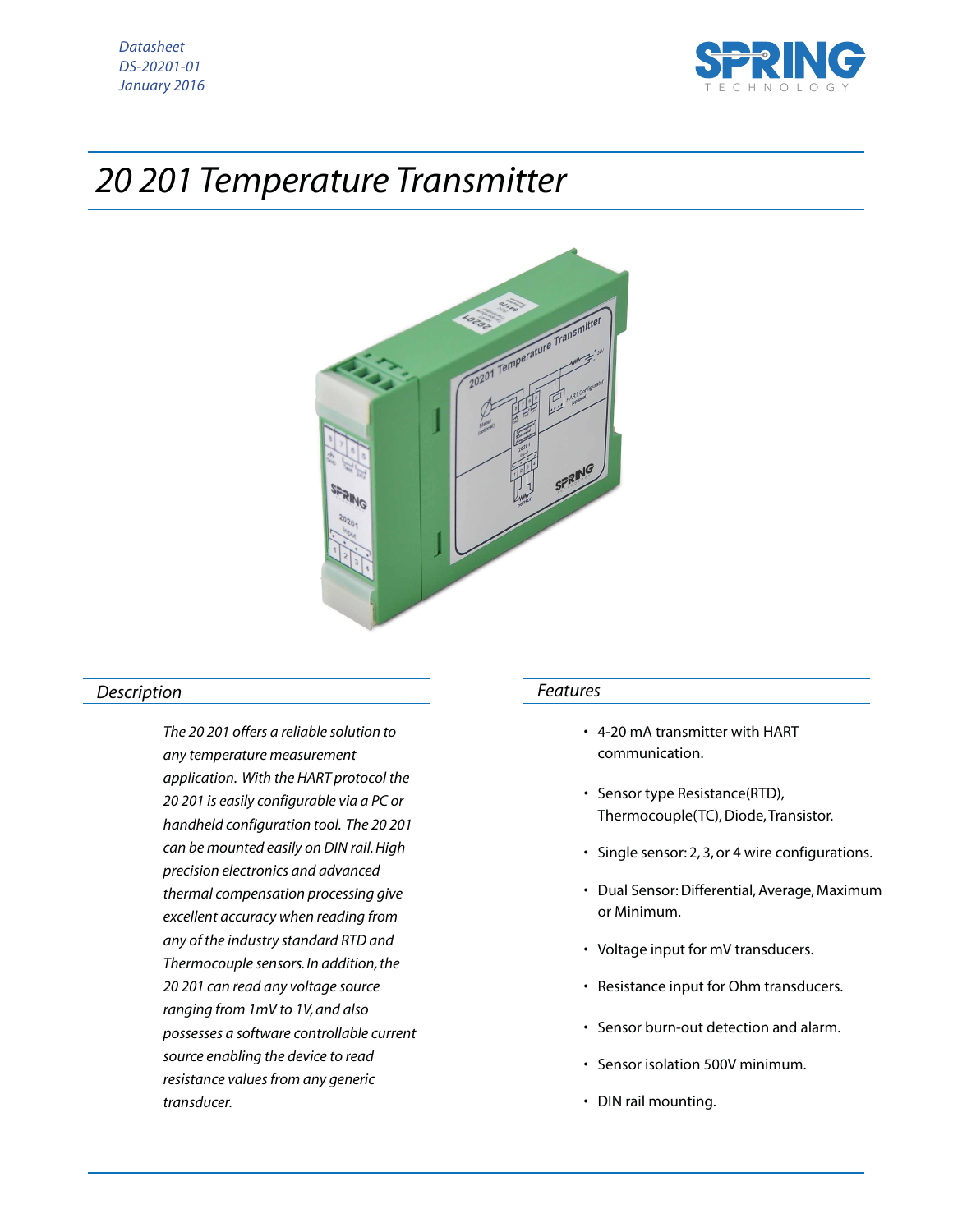*Datasheet*
*DS-20201-01*
*January 2016*

# *20 201 Temperature Transmitter*

## *Description*

*The 20 201 offers a reliable solution to any temperature measurement application. With the HART protocol the 20 201 is easily configurable via a PC or handheld configuration tool. The 20 201 can be mounted easily on DIN rail. High precision electronics and advanced thermal compensation processing give excellent accuracy when reading from any of the industry standard RTD and Thermocouple sensors. In addition, the 20 201 can read any voltage source ranging from 1mV to 1V, and also possesses a software controllable current source enabling the device to read resistance values from any generic transducer.*

## *Features*

- 4-20 mA transmitter with HART communication.
- Sensor type Resistance(RTD), Thermocouple(TC), Diode, Transistor.
- Single sensor: 2, 3, or 4 wire configurations.
- Dual Sensor: Differential, Average, Maximum or Minimum.
- Voltage input for mV transducers.
- Resistance input for Ohm transducers.
- Sensor burn-out detection and alarm.
- Sensor isolation 500V minimum.
- DIN rail mounting.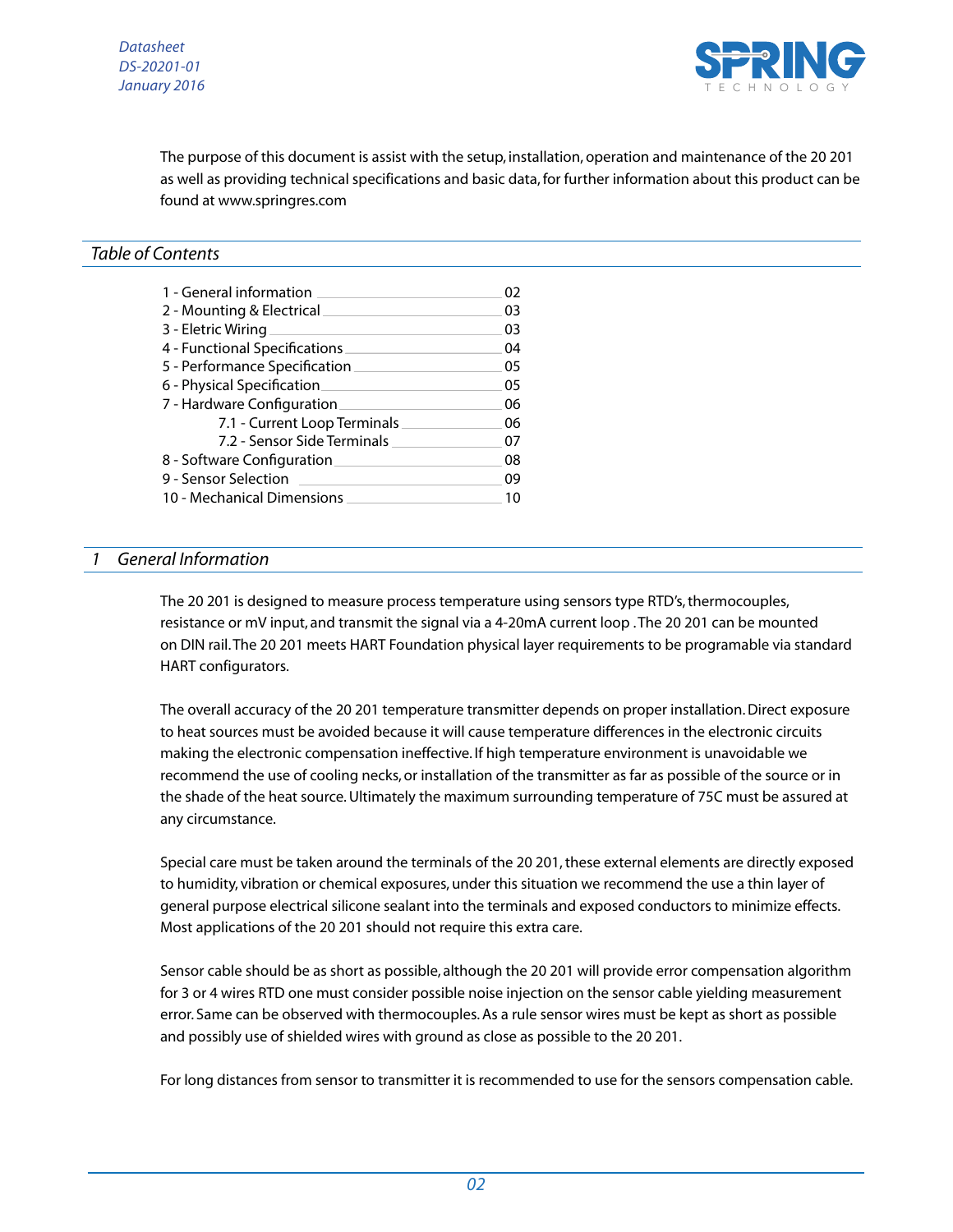The purpose of this document is assist with the setup, installation, operation and maintenance of the 20 201 as well as providing technical specifications and basic data, for further information about this product can be found at www.springres.com

## Table of Contents

| | |
|---|---|
| 1 - General information | 02 |
| 2 - Mounting & Electrical | 03 |
| 3 - Eletric Wiring | 03 |
| 4 - Functional Specifications | 04 |
| 5 - Performance Specification | 05 |
| 6 - Physical Specification | 05 |
| 7 - Hardware Configuration | 06 |
| 7.1 - Current Loop Terminals | 06 |
| 7.2 - Sensor Side Terminals | 07 |
| 8 - Software Configuration | 08 |
| 9 - Sensor Selection | 09 |
| 10 - Mechanical Dimensions | 10 |

## 1 General Information

The 20 201 is designed to measure process temperature using sensors type RTD's, thermocouples, resistance or mV input, and transmit the signal via a 4-20mA current loop . The 20 201 can be mounted on DIN rail. The 20 201 meets HART Foundation physical layer requirements to be programable via standard HART configurators.

The overall accuracy of the 20 201 temperature transmitter depends on proper installation. Direct exposure to heat sources must be avoided because it will cause temperature differences in the electronic circuits making the electronic compensation ineffective. If high temperature environment is unavoidable we recommend the use of cooling necks, or installation of the transmitter as far as possible of the source or in the shade of the heat source. Ultimately the maximum surrounding temperature of 75C must be assured at any circumstance.

Special care must be taken around the terminals of the 20 201, these external elements are directly exposed to humidity, vibration or chemical exposures, under this situation we recommend the use a thin layer of general purpose electrical silicone sealant into the terminals and exposed conductors to minimize effects. Most applications of the 20 201 should not require this extra care.

Sensor cable should be as short as possible, although the 20 201 will provide error compensation algorithm for 3 or 4 wires RTD one must consider possible noise injection on the sensor cable yielding measurement error. Same can be observed with thermocouples. As a rule sensor wires must be kept as short as possible and possibly use of shielded wires with ground as close as possible to the 20 201.

For long distances from sensor to transmitter it is recommended to use for the sensors compensation cable.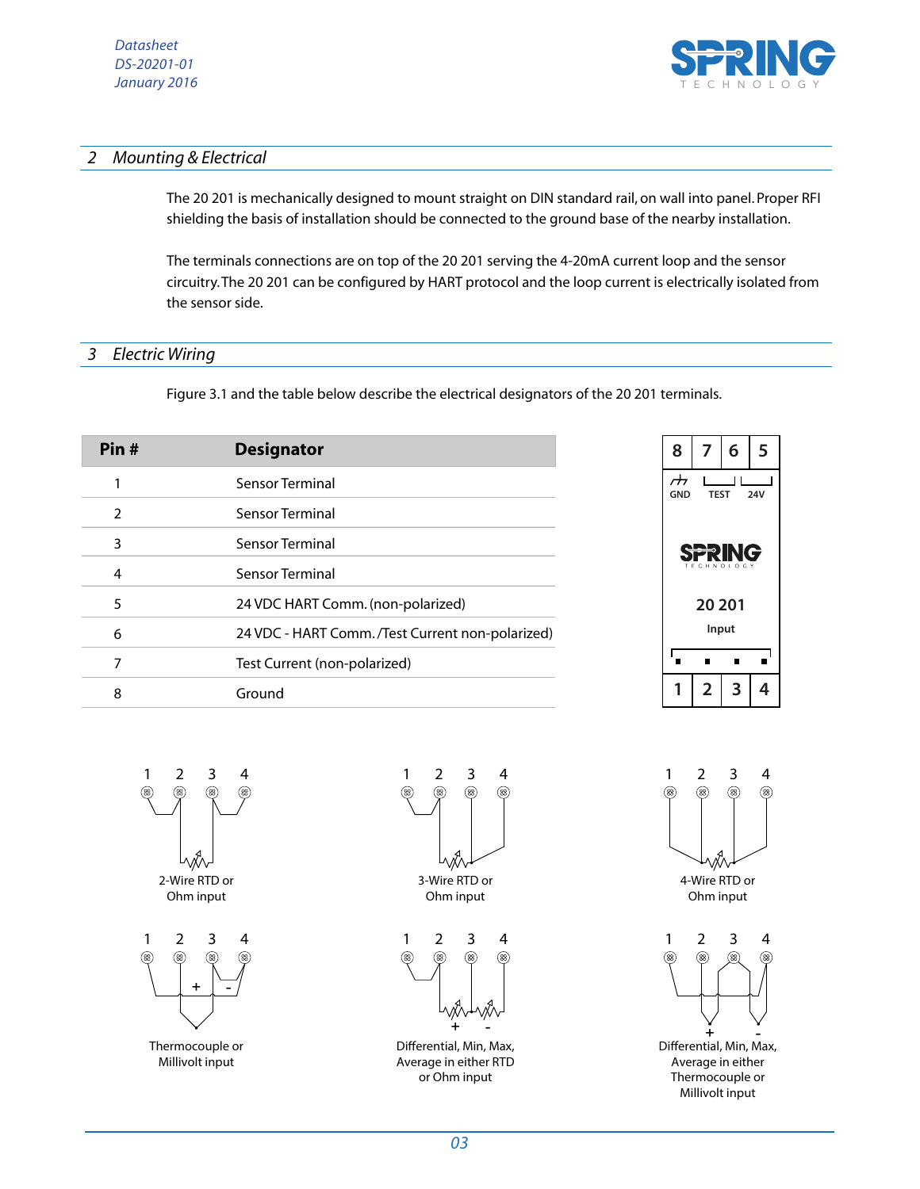## 2 Mounting & Electrical

The 20 201 is mechanically designed to mount straight on DIN standard rail, on wall into panel. Proper RFI shielding the basis of installation should be connected to the ground base of the nearby installation.

The terminals connections are on top of the 20 201 serving the 4-20mA current loop and the sensor circuitry. The 20 201 can be configured by HART protocol and the loop current is electrically isolated from the sensor side.

## 3 Electric Wiring

Figure 3.1 and the table below describe the electrical designators of the 20 201 terminals.

| Pin # | Designator |
|---|---|
| 1 | Sensor Terminal |
| 2 | Sensor Terminal |
| 3 | Sensor Terminal |
| 4 | Sensor Terminal |
| 5 | 24 VDC HART Comm. (non-polarized) |
| 6 | 24 VDC - HART Comm. /Test Current non-polarized) |
| 7 | Test Current (non-polarized) |
| 8 | Ground |

8 7 6 5

GND TEST 24V

SPRING TECHNOLOGY

20 201

Input

1 2 3 4

2-Wire RTD or Ohm input

3-Wire RTD or Ohm input

4-Wire RTD or Ohm input

Thermocouple or Millivolt input

Differential, Min, Max, Average in either RTD or Ohm input

Differential, Min, Max, Average in either Thermocouple or Millivolt input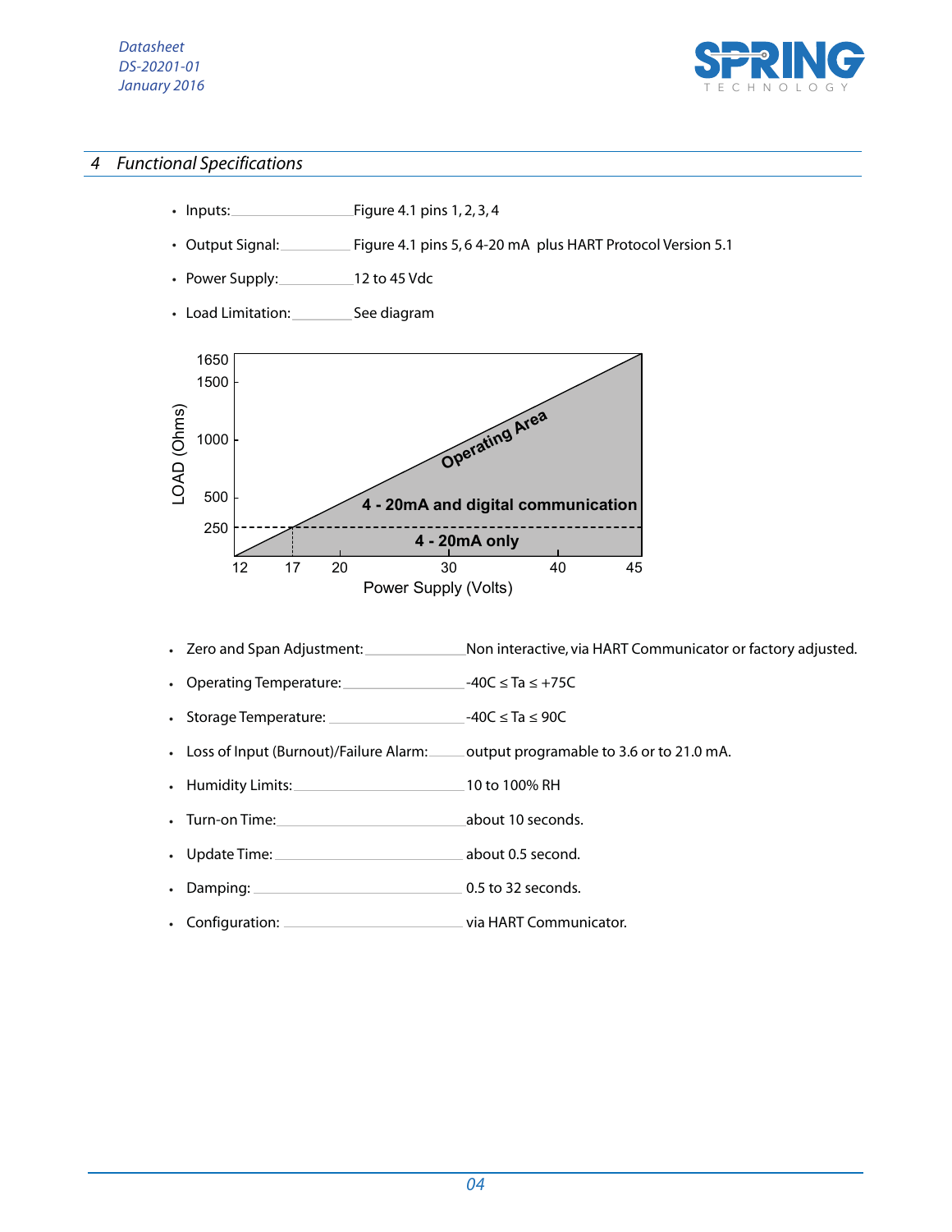## 4 Functional Specifications

- Inputs: Figure 4.1 pins 1, 2, 3, 4
- Output Signal: Figure 4.1 pins 5, 6 4-20 mA plus HART Protocol Version 5.1
- Power Supply: 12 to 45 Vdc
- Load Limitation: See diagram

- Zero and Span Adjustment: Non interactive, via HART Communicator or factory adjusted.
- Operating Temperature: -40C ≤ Ta ≤ +75C
- Storage Temperature: -40C ≤ Ta ≤ 90C
- Loss of Input (Burnout)/Failure Alarm: output programable to 3.6 or to 21.0 mA.
- Humidity Limits: 10 to 100% RH
- Turn-on Time: about 10 seconds.
- Update Time: about 0.5 second.
- Damping: 0.5 to 32 seconds.
- Configuration: via HART Communicator.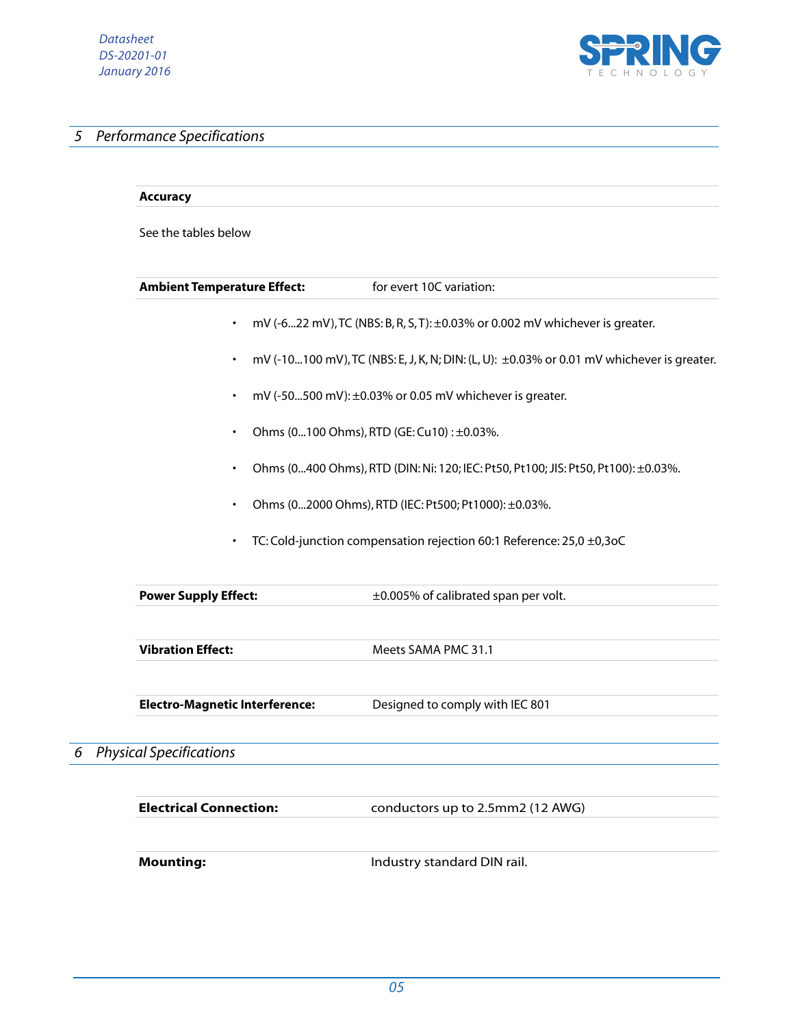## 5 Performance Specifications

**Accuracy**

See the tables below

**Ambient Temperature Effect:** for evert 10C variation:

- mV (-6...22 mV), TC (NBS: B, R, S, T): ±0.03% or 0.002 mV whichever is greater.
- mV (-10...100 mV), TC (NBS: E, J, K, N; DIN: (L, U): ±0.03% or 0.01 mV whichever is greater.
- mV (-50...500 mV): ±0.03% or 0.05 mV whichever is greater.
- Ohms (0...100 Ohms), RTD (GE: Cu10) : ±0.03%.
- Ohms (0...400 Ohms), RTD (DIN: Ni: 120; IEC: Pt50, Pt100; JIS: Pt50, Pt100): ±0.03%.
- Ohms (0...2000 Ohms), RTD (IEC: Pt500; Pt1000): ±0.03%.
- TC: Cold-junction compensation rejection 60:1 Reference: 25,0 ±0,3oC

**Power Supply Effect:** ±0.005% of calibrated span per volt.

**Vibration Effect:** Meets SAMA PMC 31.1

**Electro-Magnetic Interference:** Designed to comply with IEC 801

## 6 Physical Specifications

**Electrical Connection:** conductors up to 2.5mm2 (12 AWG)

**Mounting:** Industry standard DIN rail.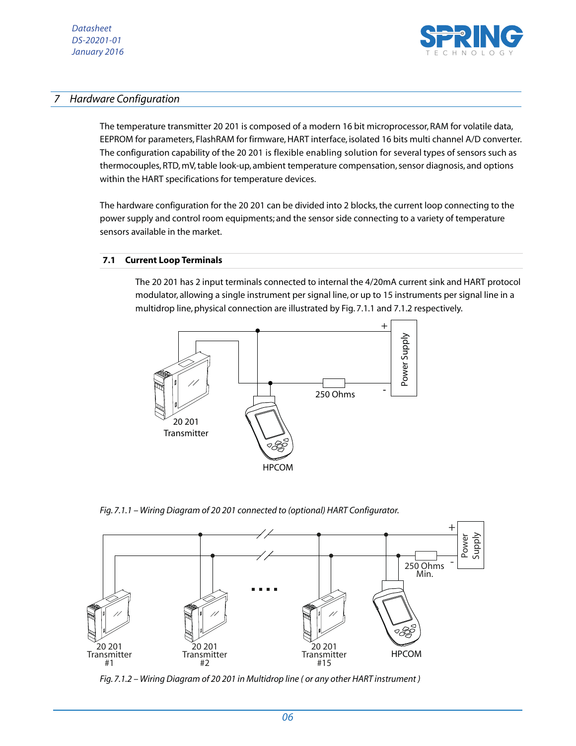## 7 Hardware Configuration

The temperature transmitter 20 201 is composed of a modern 16 bit microprocessor, RAM for volatile data, EEPROM for parameters, FlashRAM for firmware, HART interface, isolated 16 bits multi channel A/D converter. The configuration capability of the 20 201 is flexible enabling solution for several types of sensors such as thermocouples, RTD, mV, table look-up, ambient temperature compensation, sensor diagnosis, and options within the HART specifications for temperature devices.

The hardware configuration for the 20 201 can be divided into 2 blocks, the current loop connecting to the power supply and control room equipments; and the sensor side connecting to a variety of temperature sensors available in the market.

### 7.1 Current Loop Terminals

The 20 201 has 2 input terminals connected to internal the 4/20mA current sink and HART protocol modulator, allowing a single instrument per signal line, or up to 15 instruments per signal line in a multidrop line, physical connection are illustrated by Fig. 7.1.1 and 7.1.2 respectively.

*Fig. 7.1.1 – Wiring Diagram of 20 201 connected to (optional) HART Configurator.*

*Fig. 7.1.2 – Wiring Diagram of 20 201 in Multidrop line ( or any other HART instrument )*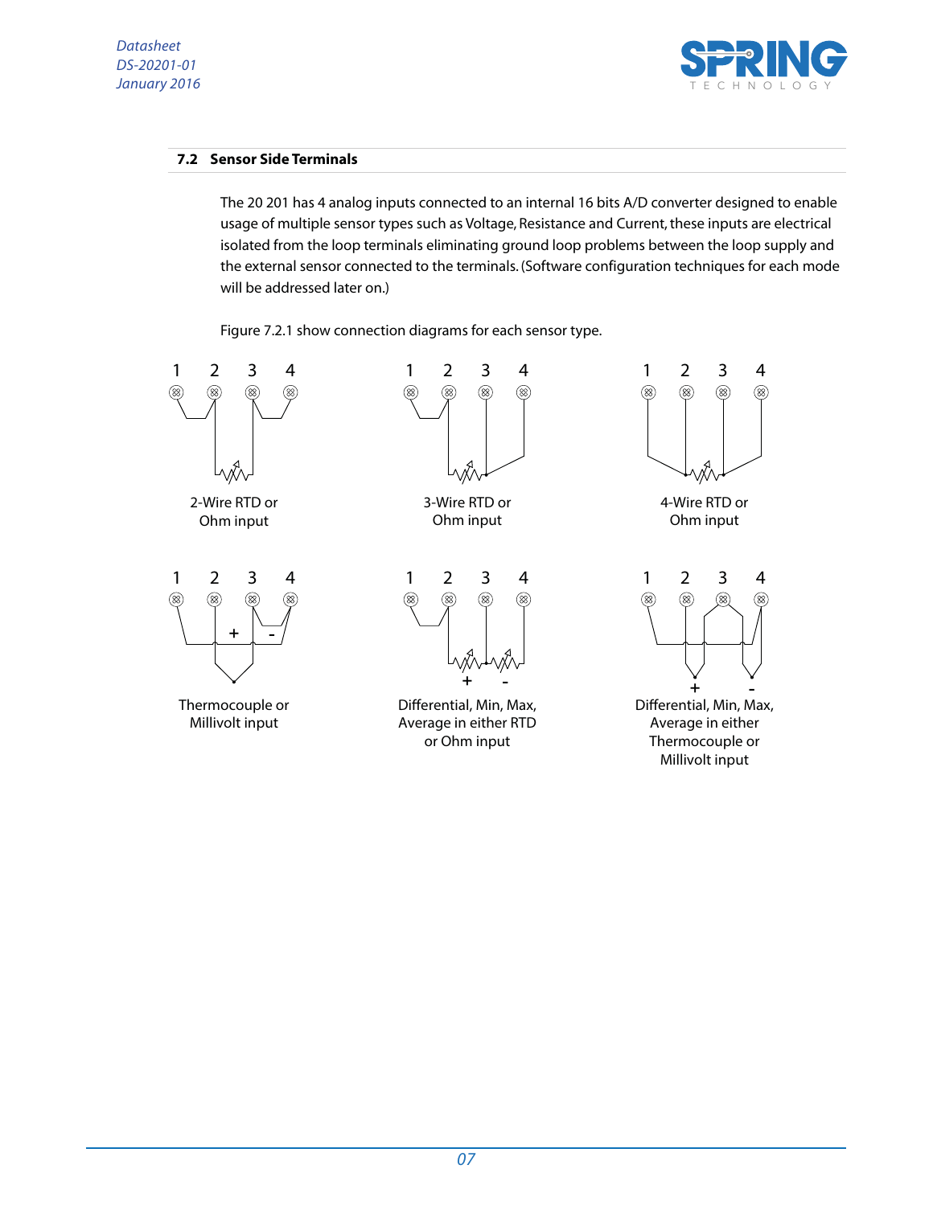### 7.2 Sensor Side Terminals

The 20 201 has 4 analog inputs connected to an internal 16 bits A/D converter designed to enable usage of multiple sensor types such as Voltage, Resistance and Current, these inputs are electrical isolated from the loop terminals eliminating ground loop problems between the loop supply and the external sensor connected to the terminals. (Software configuration techniques for each mode will be addressed later on.)

Figure 7.2.1 show connection diagrams for each sensor type.

1 2 3 4

2-Wire RTD or Ohm input

1 2 3 4

3-Wire RTD or Ohm input

1 2 3 4

4-Wire RTD or Ohm input

1 2 3 4

+ -

Thermocouple or Millivolt input

1 2 3 4

+ -

Differential, Min, Max, Average in either RTD or Ohm input

1 2 3 4

+ -

Differential, Min, Max, Average in either Thermocouple or Millivolt input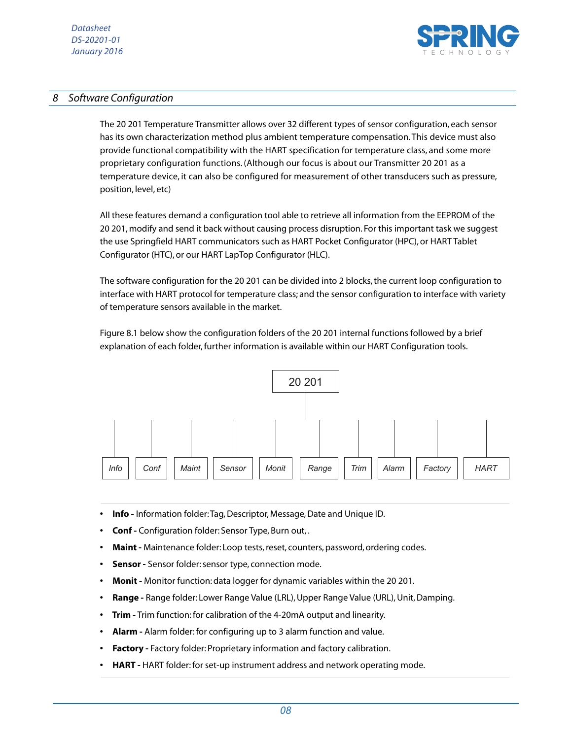## 8 Software Configuration

The 20 201 Temperature Transmitter allows over 32 different types of sensor configuration, each sensor has its own characterization method plus ambient temperature compensation. This device must also provide functional compatibility with the HART specification for temperature class, and some more proprietary configuration functions. (Although our focus is about our Transmitter 20 201 as a temperature device, it can also be configured for measurement of other transducers such as pressure, position, level, etc)

All these features demand a configuration tool able to retrieve all information from the EEPROM of the 20 201, modify and send it back without causing process disruption. For this important task we suggest the use Springfield HART communicators such as HART Pocket Configurator (HPC), or HART Tablet Configurator (HTC), or our HART LapTop Configurator (HLC).

The software configuration for the 20 201 can be divided into 2 blocks, the current loop configuration to interface with HART protocol for temperature class; and the sensor configuration to interface with variety of temperature sensors available in the market.

Figure 8.1 below show the configuration folders of the 20 201 internal functions followed by a brief explanation of each folder, further information is available within our HART Configuration tools.

```
                                20 201
                                  |
  +------+------+------+------+------+------+------+------+------+
  |      |      |      |      |      |      |      |      |      |
 Info   Conf  Maint  Sensor Monit  Range  Trim  Alarm Factory  HART
```

- **Info -** Information folder: Tag, Descriptor, Message, Date and Unique ID.
- **Conf -** Configuration folder: Sensor Type, Burn out, .
- **Maint -** Maintenance folder: Loop tests, reset, counters, password, ordering codes.
- **Sensor -** Sensor folder: sensor type, connection mode.
- **Monit -** Monitor function: data logger for dynamic variables within the 20 201.
- **Range -** Range folder: Lower Range Value (LRL), Upper Range Value (URL), Unit, Damping.
- **Trim -** Trim function: for calibration of the 4-20mA output and linearity.
- **Alarm -** Alarm folder: for configuring up to 3 alarm function and value.
- **Factory -** Factory folder: Proprietary information and factory calibration.
- **HART -** HART folder: for set-up instrument address and network operating mode.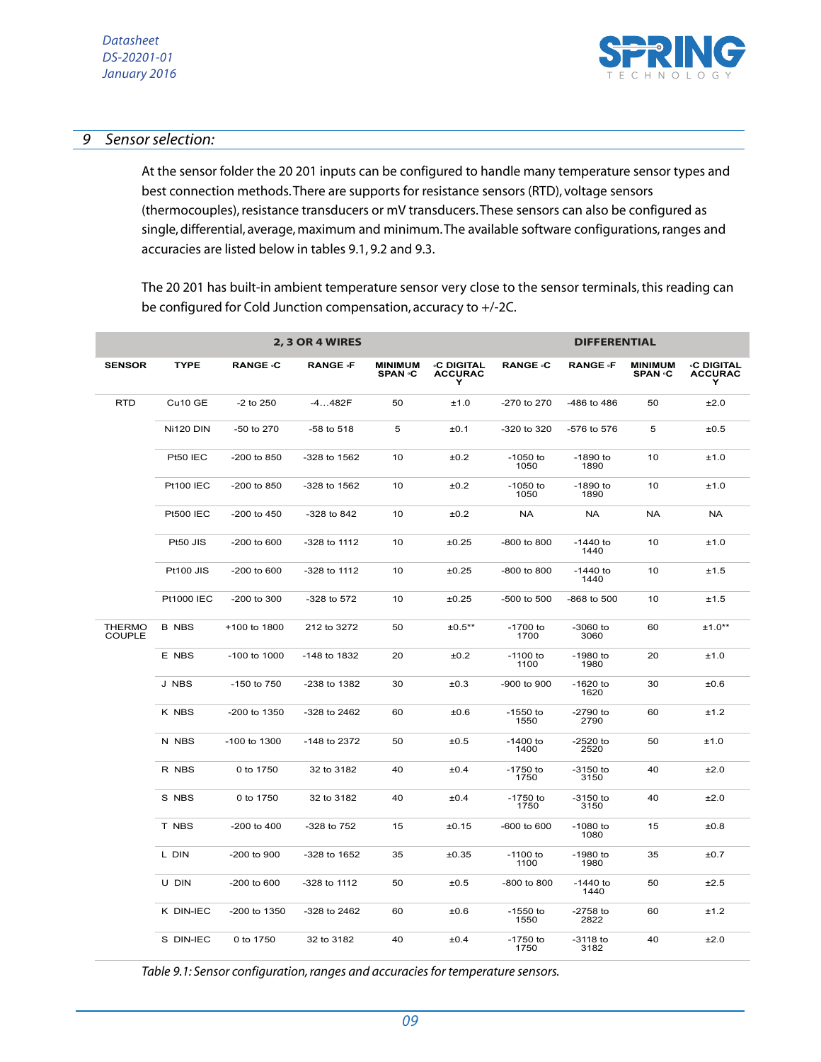## 9 Sensor selection:

At the sensor folder the 20 201 inputs can be configured to handle many temperature sensor types and best connection methods. There are supports for resistance sensors (RTD), voltage sensors (thermocouples), resistance transducers or mV transducers. These sensors can also be configured as single, differential, average, maximum and minimum. The available software configurations, ranges and accuracies are listed below in tables 9.1, 9.2 and 9.3.

The 20 201 has built-in ambient temperature sensor very close to the sensor terminals, this reading can be configured for Cold Junction compensation, accuracy to +/-2C.

| | | 2, 3 OR 4 WIRES | | | | DIFFERENTIAL | | | |
|---|---|---|---|---|---|---|---|---|---|
| SENSOR | TYPE | RANGE °C | RANGE °F | MINIMUM SPAN °C | °C DIGITAL ACCURACY | RANGE °C | RANGE °F | MINIMUM SPAN °C | °C DIGITAL ACCURACY |
| RTD | Cu10 GE | -2 to 250 | -4…482F | 50 | ±1.0 | -270 to 270 | -486 to 486 | 50 | ±2.0 |
| | Ni120 DIN | -50 to 270 | -58 to 518 | 5 | ±0.1 | -320 to 320 | -576 to 576 | 5 | ±0.5 |
| | Pt50 IEC | -200 to 850 | -328 to 1562 | 10 | ±0.2 | -1050 to 1050 | -1890 to 1890 | 10 | ±1.0 |
| | Pt100 IEC | -200 to 850 | -328 to 1562 | 10 | ±0.2 | -1050 to 1050 | -1890 to 1890 | 10 | ±1.0 |
| | Pt500 IEC | -200 to 450 | -328 to 842 | 10 | ±0.2 | NA | NA | NA | NA |
| | Pt50 JIS | -200 to 600 | -328 to 1112 | 10 | ±0.25 | -800 to 800 | -1440 to 1440 | 10 | ±1.0 |
| | Pt100 JIS | -200 to 600 | -328 to 1112 | 10 | ±0.25 | -800 to 800 | -1440 to 1440 | 10 | ±1.5 |
| | Pt1000 IEC | -200 to 300 | -328 to 572 | 10 | ±0.25 | -500 to 500 | -868 to 500 | 10 | ±1.5 |
| THERMO COUPLE | B NBS | +100 to 1800 | 212 to 3272 | 50 | ±0.5** | -1700 to 1700 | -3060 to 3060 | 60 | ±1.0** |
| | E NBS | -100 to 1000 | -148 to 1832 | 20 | ±0.2 | -1100 to 1100 | -1980 to 1980 | 20 | ±1.0 |
| | J NBS | -150 to 750 | -238 to 1382 | 30 | ±0.3 | -900 to 900 | -1620 to 1620 | 30 | ±0.6 |
| | K NBS | -200 to 1350 | -328 to 2462 | 60 | ±0.6 | -1550 to 1550 | -2790 to 2790 | 60 | ±1.2 |
| | N NBS | -100 to 1300 | -148 to 2372 | 50 | ±0.5 | -1400 to 1400 | -2520 to 2520 | 50 | ±1.0 |
| | R NBS | 0 to 1750 | 32 to 3182 | 40 | ±0.4 | -1750 to 1750 | -3150 to 3150 | 40 | ±2.0 |
| | S NBS | 0 to 1750 | 32 to 3182 | 40 | ±0.4 | -1750 to 1750 | -3150 to 3150 | 40 | ±2.0 |
| | T NBS | -200 to 400 | -328 to 752 | 15 | ±0.15 | -600 to 600 | -1080 to 1080 | 15 | ±0.8 |
| | L DIN | -200 to 900 | -328 to 1652 | 35 | ±0.35 | -1100 to 1100 | -1980 to 1980 | 35 | ±0.7 |
| | U DIN | -200 to 600 | -328 to 1112 | 50 | ±0.5 | -800 to 800 | -1440 to 1440 | 50 | ±2.5 |
| | K DIN-IEC | -200 to 1350 | -328 to 2462 | 60 | ±0.6 | -1550 to 1550 | -2758 to 2822 | 60 | ±1.2 |
| | S DIN-IEC | 0 to 1750 | 32 to 3182 | 40 | ±0.4 | -1750 to 1750 | -3118 to 3182 | 40 | ±2.0 |

*Table 9.1: Sensor configuration, ranges and accuracies for temperature sensors.*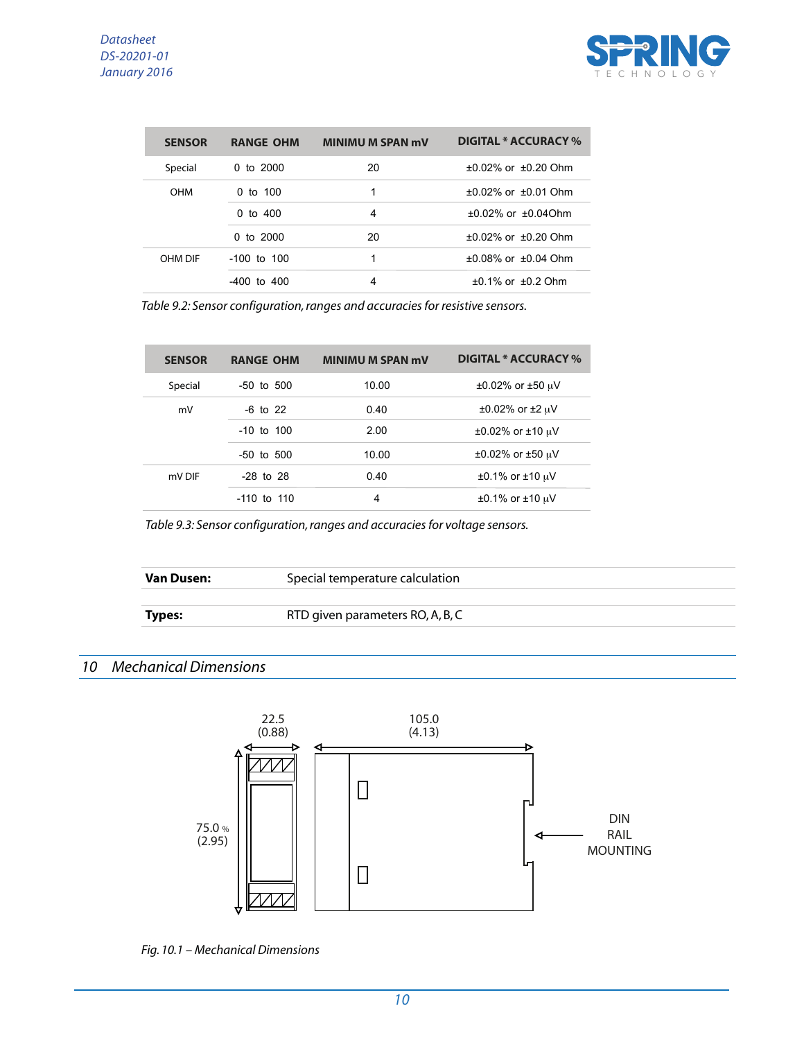| SENSOR | RANGE OHM | MINIMU M SPAN mV | DIGITAL * ACCURACY % |
|---|---|---|---|
| Special | 0 to 2000 | 20 | ±0.02% or ±0.20 Ohm |
| OHM | 0 to 100 | 1 | ±0.02% or ±0.01 Ohm |
| | 0 to 400 | 4 | ±0.02% or ±0.04Ohm |
| | 0 to 2000 | 20 | ±0.02% or ±0.20 Ohm |
| OHM DIF | -100 to 100 | 1 | ±0.08% or ±0.04 Ohm |
| | -400 to 400 | 4 | ±0.1% or ±0.2 Ohm |

*Table 9.2: Sensor configuration, ranges and accuracies for resistive sensors.*

| SENSOR | RANGE OHM | MINIMU M SPAN mV | DIGITAL * ACCURACY % |
|---|---|---|---|
| Special | -50 to 500 | 10.00 | ±0.02% or ±50 µV |
| mV | -6 to 22 | 0.40 | ±0.02% or ±2 µV |
| | -10 to 100 | 2.00 | ±0.02% or ±10 µV |
| | -50 to 500 | 10.00 | ±0.02% or ±50 µV |
| mV DIF | -28 to 28 | 0.40 | ±0.1% or ±10 µV |
| | -110 to 110 | 4 | ±0.1% or ±10 µV |

*Table 9.3: Sensor configuration, ranges and accuracies for voltage sensors.*

| | |
|---|---|
| **Van Dusen:** | Special temperature calculation |
| **Types:** | RTD given parameters RO, A, B, C |

## 10 Mechanical Dimensions

22.5 (0.88)

105.0 (4.13)

75.0 % (2.95)

DIN RAIL MOUNTING

*Fig. 10.1 – Mechanical Dimensions*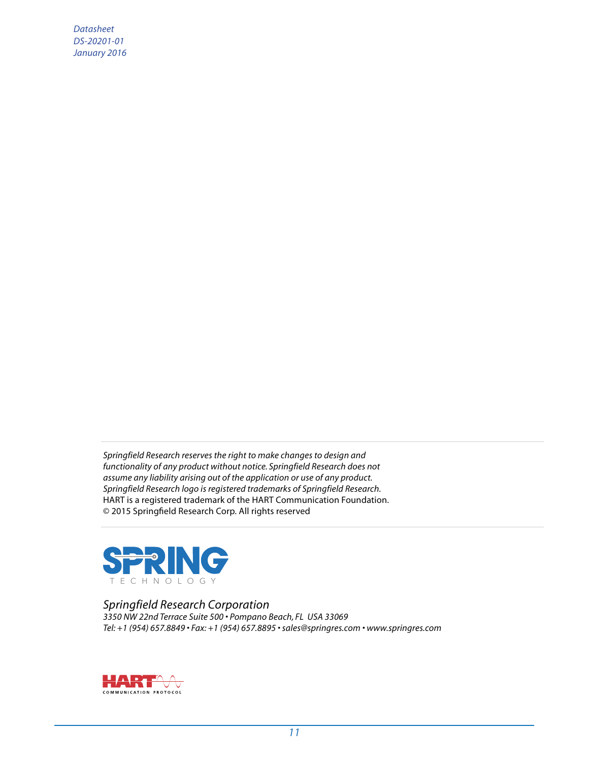*Datasheet*
*DS-20201-01*
*January 2016*

---

*Springfield Research reserves the right to make changes to design and functionality of any product without notice. Springfield Research does not assume any liability arising out of the application or use of any product. Springfield Research logo is registered trademarks of Springfield Research.*
HART is a registered trademark of the HART Communication Foundation.
© 2015 Springfield Research Corp. All rights reserved

---

SPRING
TECHNOLOGY

*Springfield Research Corporation*
*3350 NW 22nd Terrace Suite 500 • Pompano Beach, FL USA 33069*
*Tel: +1 (954) 657.8849 • Fax: +1 (954) 657.8895 • sales@springres.com • www.springres.com*

HART
COMMUNICATION PROTOCOL